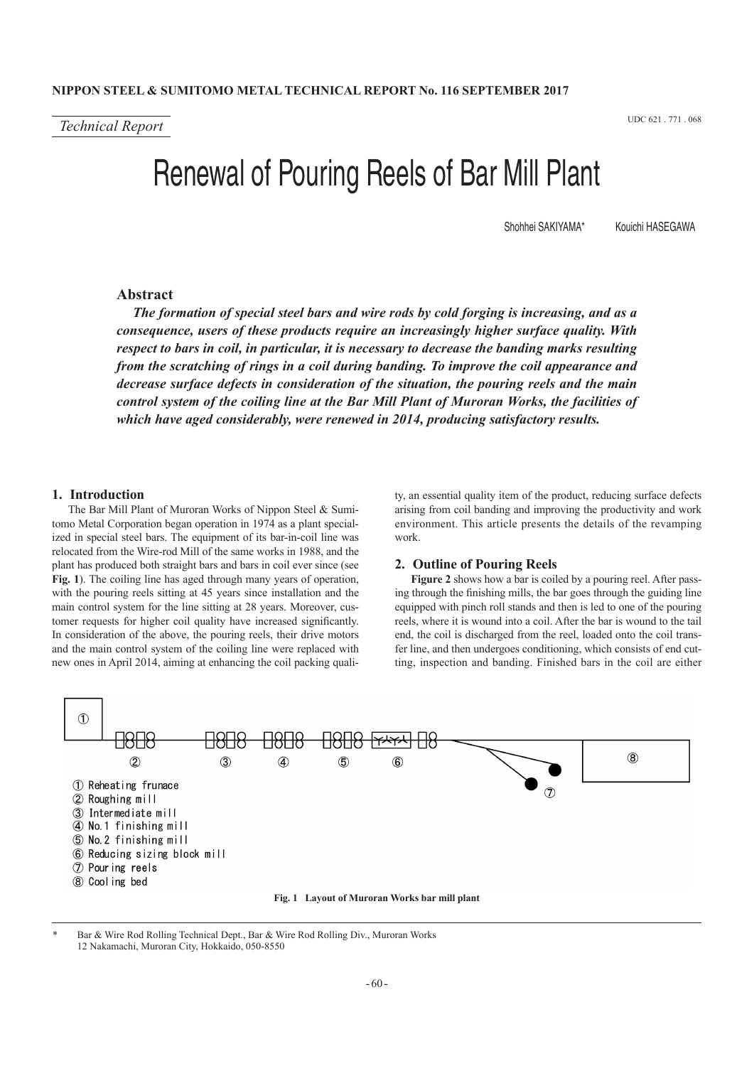*Technical Report*

UDC 621 . 771 . 068

# Renewal of Pouring Reels of Bar Mill Plant

Shohhei SAKIYAMA* Kouichi HASEGAWA

## Abstract

***The formation of special steel bars and wire rods by cold forging is increasing, and as a consequence, users of these products require an increasingly higher surface quality. With respect to bars in coil, in particular, it is necessary to decrease the banding marks resulting from the scratching of rings in a coil during banding. To improve the coil appearance and decrease surface defects in consideration of the situation, the pouring reels and the main control system of the coiling line at the Bar Mill Plant of Muroran Works, the facilities of which have aged considerably, were renewed in 2014, producing satisfactory results.***

## 1. Introduction

The Bar Mill Plant of Muroran Works of Nippon Steel & Sumitomo Metal Corporation began operation in 1974 as a plant specialized in special steel bars. The equipment of its bar-in-coil line was relocated from the Wire-rod Mill of the same works in 1988, and the plant has produced both straight bars and bars in coil ever since (see **Fig. 1**). The coiling line has aged through many years of operation, with the pouring reels sitting at 45 years since installation and the main control system for the line sitting at 28 years. Moreover, customer requests for higher coil quality have increased significantly. In consideration of the above, the pouring reels, their drive motors and the main control system of the coiling line were replaced with new ones in April 2014, aiming at enhancing the coil packing quality, an essential quality item of the product, reducing surface defects arising from coil banding and improving the productivity and work environment. This article presents the details of the revamping work.

## 2. Outline of Pouring Reels

**Figure 2** shows how a bar is coiled by a pouring reel. After passing through the finishing mills, the bar goes through the guiding line equipped with pinch roll stands and then is led to one of the pouring reels, where it is wound into a coil. After the bar is wound to the tail end, the coil is discharged from the reel, loaded onto the coil transfer line, and then undergoes conditioning, which consists of end cutting, inspection and banding. Finished bars in the coil are either

① Reheating frunace
② Roughing mill
③ Intermediate mill
④ No.1 finishing mill
⑤ No.2 finishing mill
⑥ Reducing sizing block mill
⑦ Pouring reels
⑧ Cooling bed

**Fig. 1 Layout of Muroran Works bar mill plant**

\* Bar & Wire Rod Rolling Technical Dept., Bar & Wire Rod Rolling Div., Muroran Works
12 Nakamachi, Muroran City, Hokkaido, 050-8550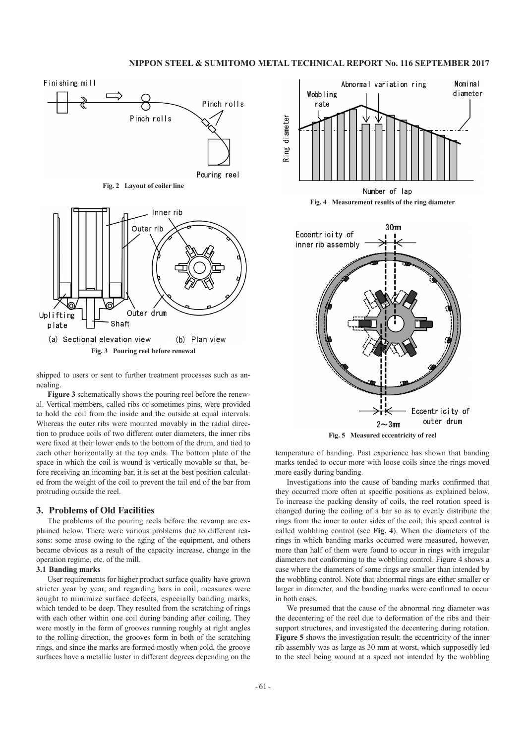Fig. 2 Layout of coiler line

Fig. 3 Pouring reel before renewal

shipped to users or sent to further treatment processes such as annealing.

**Figure 3** schematically shows the pouring reel before the renewal. Vertical members, called ribs or sometimes pins, were provided to hold the coil from the inside and the outside at equal intervals. Whereas the outer ribs were mounted movably in the radial direction to produce coils of two different outer diameters, the inner ribs were fixed at their lower ends to the bottom of the drum, and tied to each other horizontally at the top ends. The bottom plate of the space in which the coil is wound is vertically movable so that, before receiving an incoming bar, it is set at the best position calculated from the weight of the coil to prevent the tail end of the bar from protruding outside the reel.

## 3. Problems of Old Facilities

The problems of the pouring reels before the revamp are explained below. There were various problems due to different reasons: some arose owing to the aging of the equipment, and others became obvious as a result of the capacity increase, change in the operation regime, etc. of the mill.

### 3.1 Banding marks

User requirements for higher product surface quality have grown stricter year by year, and regarding bars in coil, measures were sought to minimize surface defects, especially banding marks, which tended to be deep. They resulted from the scratching of rings with each other within one coil during banding after coiling. They were mostly in the form of grooves running roughly at right angles to the rolling direction, the grooves form in both of the scratching rings, and since the marks are formed mostly when cold, the groove surfaces have a metallic luster in different degrees depending on the temperature of banding. Past experience has shown that banding marks tended to occur more with loose coils since the rings moved more easily during banding.

Fig. 4 Measurement results of the ring diameter

Fig. 5 Measured eccentricity of reel

Investigations into the cause of banding marks confirmed that they occurred more often at specific positions as explained below. To increase the packing density of coils, the reel rotation speed is changed during the coiling of a bar so as to evenly distribute the rings from the inner to outer sides of the coil; this speed control is called wobbling control (see **Fig. 4**). When the diameters of the rings in which banding marks occurred were measured, however, more than half of them were found to occur in rings with irregular diameters not conforming to the wobbling control. Figure 4 shows a case where the diameters of some rings are smaller than intended by the wobbling control. Note that abnormal rings are either smaller or larger in diameter, and the banding marks were confirmed to occur in both cases.

We presumed that the cause of the abnormal ring diameter was the decentering of the reel due to deformation of the ribs and their support structures, and investigated the decentering during rotation. **Figure 5** shows the investigation result: the eccentricity of the inner rib assembly was as large as 30 mm at worst, which supposedly led to the steel being wound at a speed not intended by the wobbling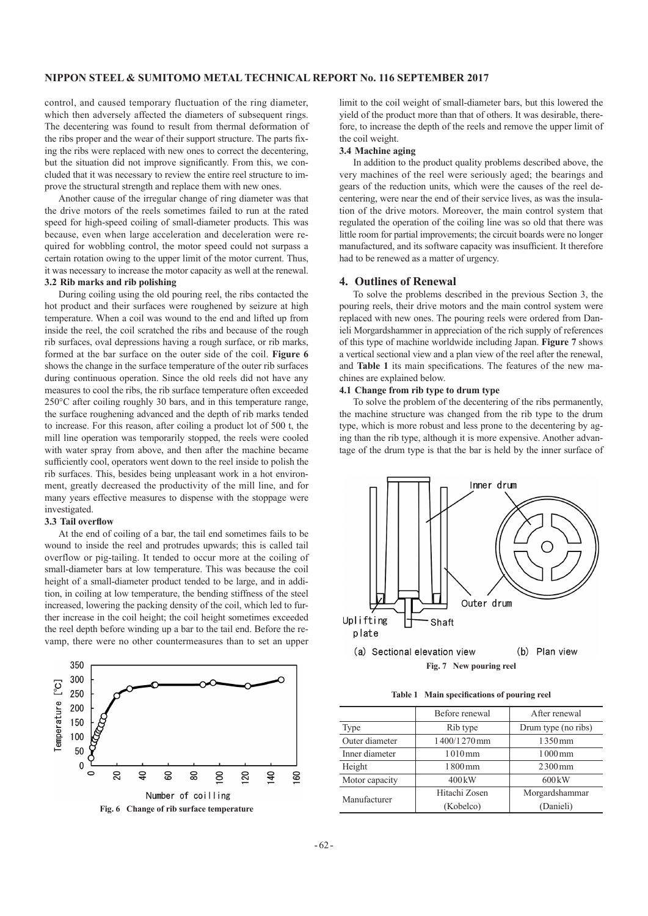control, and caused temporary fluctuation of the ring diameter, which then adversely affected the diameters of subsequent rings. The decentering was found to result from thermal deformation of the ribs proper and the wear of their support structure. The parts fixing the ribs were replaced with new ones to correct the decentering, but the situation did not improve significantly. From this, we concluded that it was necessary to review the entire reel structure to improve the structural strength and replace them with new ones.

Another cause of the irregular change of ring diameter was that the drive motors of the reels sometimes failed to run at the rated speed for high-speed coiling of small-diameter products. This was because, even when large acceleration and deceleration were required for wobbling control, the motor speed could not surpass a certain rotation owing to the upper limit of the motor current. Thus, it was necessary to increase the motor capacity as well at the renewal.

### 3.2 Rib marks and rib polishing

During coiling using the old pouring reel, the ribs contacted the hot product and their surfaces were roughened by seizure at high temperature. When a coil was wound to the end and lifted up from inside the reel, the coil scratched the ribs and because of the rough rib surfaces, oval depressions having a rough surface, or rib marks, formed at the bar surface on the outer side of the coil. **Figure 6** shows the change in the surface temperature of the outer rib surfaces during continuous operation. Since the old reels did not have any measures to cool the ribs, the rib surface temperature often exceeded 250°C after coiling roughly 30 bars, and in this temperature range, the surface roughening advanced and the depth of rib marks tended to increase. For this reason, after coiling a product lot of 500 t, the mill line operation was temporarily stopped, the reels were cooled with water spray from above, and then after the machine became sufficiently cool, operators went down to the reel inside to polish the rib surfaces. This, besides being unpleasant work in a hot environment, greatly decreased the productivity of the mill line, and for many years effective measures to dispense with the stoppage were investigated.

### 3.3 Tail overflow

At the end of coiling of a bar, the tail end sometimes fails to be wound to inside the reel and protrudes upwards; this is called tail overflow or pig-tailing. It tended to occur more at the coiling of small-diameter bars at low temperature. This was because the coil height of a small-diameter product tended to be large, and in addition, in coiling at low temperature, the bending stiffness of the steel increased, lowering the packing density of the coil, which led to further increase in the coil height; the coil height sometimes exceeded the reel depth before winding up a bar to the tail end. Before the revamp, there were no other countermeasures than to set an upper limit to the coil weight of small-diameter bars, but this lowered the yield of the product more than that of others. It was desirable, therefore, to increase the depth of the reels and remove the upper limit of the coil weight.

**Fig. 6 Change of rib surface temperature**

### 3.4 Machine aging

In addition to the product quality problems described above, the very machines of the reel were seriously aged; the bearings and gears of the reduction units, which were the causes of the reel decentering, were near the end of their service lives, as was the insulation of the drive motors. Moreover, the main control system that regulated the operation of the coiling line was so old that there was little room for partial improvements; the circuit boards were no longer manufactured, and its software capacity was insufficient. It therefore had to be renewed as a matter of urgency.

## 4. Outlines of Renewal

To solve the problems described in the previous Section 3, the pouring reels, their drive motors and the main control system were replaced with new ones. The pouring reels were ordered from Danieli Morgardshammer in appreciation of the rich supply of references of this type of machine worldwide including Japan. **Figure 7** shows a vertical sectional view and a plan view of the reel after the renewal, and **Table 1** its main specifications. The features of the new machines are explained below.

### 4.1 Change from rib type to drum type

To solve the problem of the decentering of the ribs permanently, the machine structure was changed from the rib type to the drum type, which is more robust and less prone to the decentering by aging than the rib type, although it is more expensive. Another advantage of the drum type is that the bar is held by the inner surface of

**Fig. 7 New pouring reel**

**Table 1 Main specifications of pouring reel**

| | Before renewal | After renewal |
|---|---|---|
| Type | Rib type | Drum type (no ribs) |
| Outer diameter | 1400/1270 mm | 1350 mm |
| Inner diameter | 1010 mm | 1000 mm |
| Height | 1800 mm | 2300 mm |
| Motor capacity | 400 kW | 600 kW |
| Manufacturer | Hitachi Zosen (Kobelco) | Morgardshammar (Danieli) |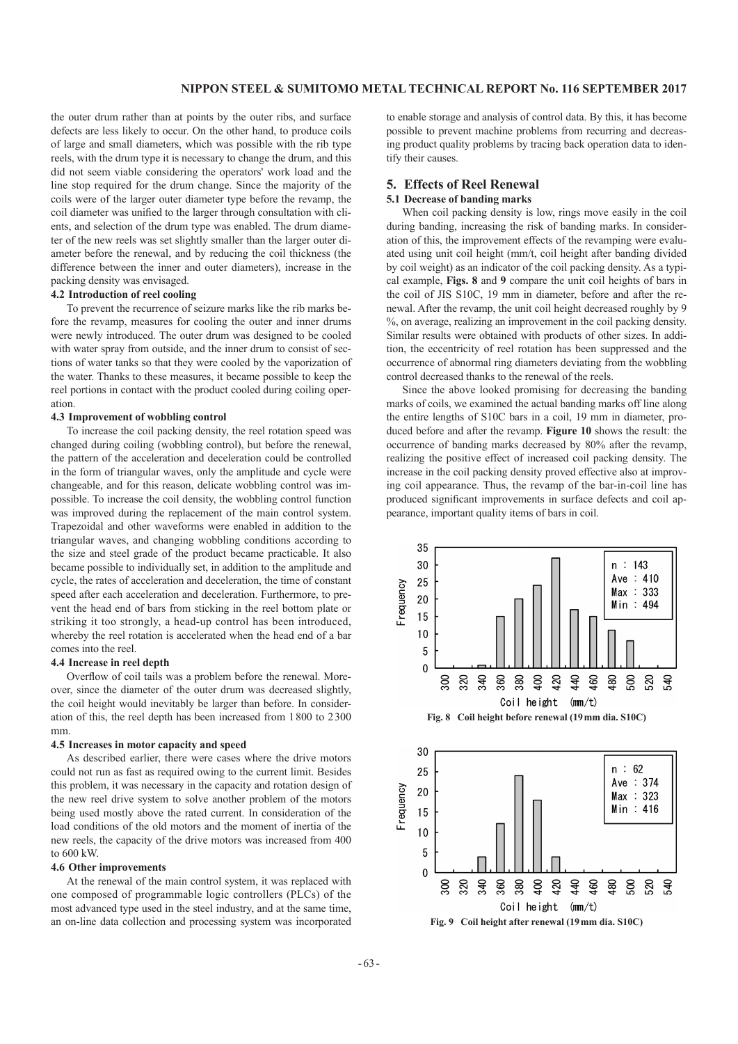the outer drum rather than at points by the outer ribs, and surface defects are less likely to occur. On the other hand, to produce coils of large and small diameters, which was possible with the rib type reels, with the drum type it is necessary to change the drum, and this did not seem viable considering the operators' work load and the line stop required for the drum change. Since the majority of the coils were of the larger outer diameter type before the revamp, the coil diameter was unified to the larger through consultation with clients, and selection of the drum type was enabled. The drum diameter of the new reels was set slightly smaller than the larger outer diameter before the renewal, and by reducing the coil thickness (the difference between the inner and outer diameters), increase in the packing density was envisaged.

### 4.2 Introduction of reel cooling

To prevent the recurrence of seizure marks like the rib marks before the revamp, measures for cooling the outer and inner drums were newly introduced. The outer drum was designed to be cooled with water spray from outside, and the inner drum to consist of sections of water tanks so that they were cooled by the vaporization of the water. Thanks to these measures, it became possible to keep the reel portions in contact with the product cooled during coiling operation.

### 4.3 Improvement of wobbling control

To increase the coil packing density, the reel rotation speed was changed during coiling (wobbling control), but before the renewal, the pattern of the acceleration and deceleration could be controlled in the form of triangular waves, only the amplitude and cycle were changeable, and for this reason, delicate wobbling control was impossible. To increase the coil density, the wobbling control function was improved during the replacement of the main control system. Trapezoidal and other waveforms were enabled in addition to the triangular waves, and changing wobbling conditions according to the size and steel grade of the product became practicable. It also became possible to individually set, in addition to the amplitude and cycle, the rates of acceleration and deceleration, the time of constant speed after each acceleration and deceleration. Furthermore, to prevent the head end of bars from sticking in the reel bottom plate or striking it too strongly, a head-up control has been introduced, whereby the reel rotation is accelerated when the head end of a bar comes into the reel.

### 4.4 Increase in reel depth

Overflow of coil tails was a problem before the renewal. Moreover, since the diameter of the outer drum was decreased slightly, the coil height would inevitably be larger than before. In consideration of this, the reel depth has been increased from 1800 to 2300 mm.

### 4.5 Increases in motor capacity and speed

As described earlier, there were cases where the drive motors could not run as fast as required owing to the current limit. Besides this problem, it was necessary in the capacity and rotation design of the new reel drive system to solve another problem of the motors being used mostly above the rated current. In consideration of the load conditions of the old motors and the moment of inertia of the new reels, the capacity of the drive motors was increased from 400 to 600 kW.

### 4.6 Other improvements

At the renewal of the main control system, it was replaced with one composed of programmable logic controllers (PLCs) of the most advanced type used in the steel industry, and at the same time, an on-line data collection and processing system was incorporated to enable storage and analysis of control data. By this, it has become possible to prevent machine problems from recurring and decreasing product quality problems by tracing back operation data to identify their causes.

## 5. Effects of Reel Renewal

### 5.1 Decrease of banding marks

When coil packing density is low, rings move easily in the coil during banding, increasing the risk of banding marks. In consideration of this, the improvement effects of the revamping were evaluated using unit coil height (mm/t, coil height after banding divided by coil weight) as an indicator of the coil packing density. As a typical example, **Figs. 8** and **9** compare the unit coil heights of bars in the coil of JIS S10C, 19 mm in diameter, before and after the renewal. After the revamp, the unit coil height decreased roughly by 9 %, on average, realizing an improvement in the coil packing density. Similar results were obtained with products of other sizes. In addition, the eccentricity of reel rotation has been suppressed and the occurrence of abnormal ring diameters deviating from the wobbling control decreased thanks to the renewal of the reels.

Since the above looked promising for decreasing the banding marks of coils, we examined the actual banding marks off line along the entire lengths of S10C bars in a coil, 19 mm in diameter, produced before and after the revamp. **Figure 10** shows the result: the occurrence of banding marks decreased by 80% after the revamp, realizing the positive effect of increased coil packing density. The increase in the coil packing density proved effective also at improving coil appearance. Thus, the revamp of the bar-in-coil line has produced significant improvements in surface defects and coil appearance, important quality items of bars in coil.

**Fig. 8 Coil height before renewal (19 mm dia. S10C)**

**Fig. 9 Coil height after renewal (19 mm dia. S10C)**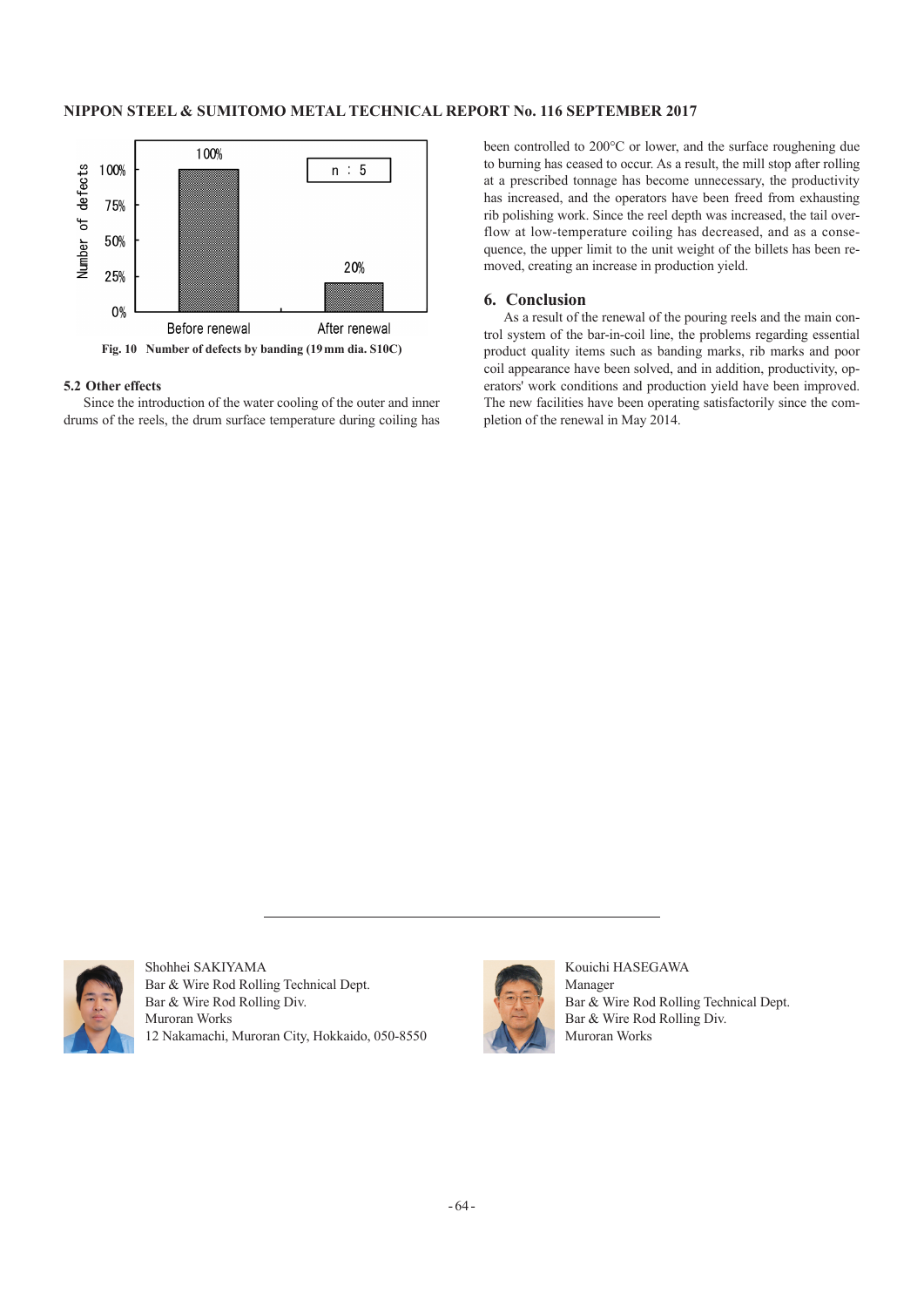Number of defects

100%

75%

50%

25%

0%

100%

20%

n : 5

Before renewal

After renewal

Fig. 10 Number of defects by banding (19 mm dia. S10C)

### 5.2 Other effects

Since the introduction of the water cooling of the outer and inner drums of the reels, the drum surface temperature during coiling has been controlled to 200°C or lower, and the surface roughening due to burning has ceased to occur. As a result, the mill stop after rolling at a prescribed tonnage has become unnecessary, the productivity has increased, and the operators have been freed from exhausting rib polishing work. Since the reel depth was increased, the tail overflow at low-temperature coiling has decreased, and as a consequence, the upper limit to the unit weight of the billets has been removed, creating an increase in production yield.

## 6. Conclusion

As a result of the renewal of the pouring reels and the main control system of the bar-in-coil line, the problems regarding essential product quality items such as banding marks, rib marks and poor coil appearance have been solved, and in addition, productivity, operators' work conditions and production yield have been improved. The new facilities have been operating satisfactorily since the completion of the renewal in May 2014.

---

Shohhei SAKIYAMA
Bar & Wire Rod Rolling Technical Dept.
Bar & Wire Rod Rolling Div.
Muroran Works
12 Nakamachi, Muroran City, Hokkaido, 050-8550

Kouichi HASEGAWA
Manager
Bar & Wire Rod Rolling Technical Dept.
Bar & Wire Rod Rolling Div.
Muroran Works